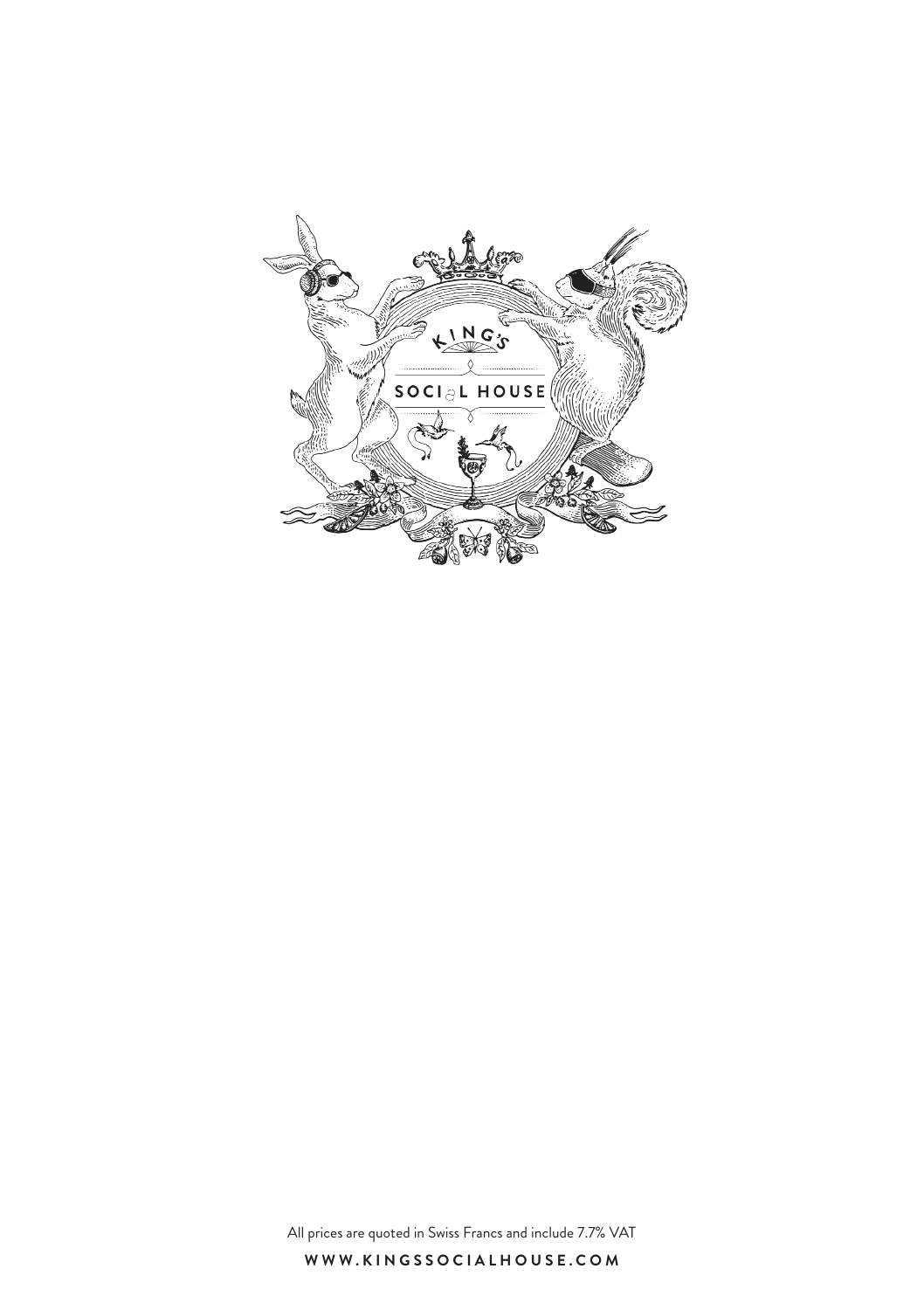KING'S

SOCIAL HOUSE

All prices are quoted in Swiss Francs and include 7.7% VAT

**WWW.KINGSSOCIALHOUSE.COM**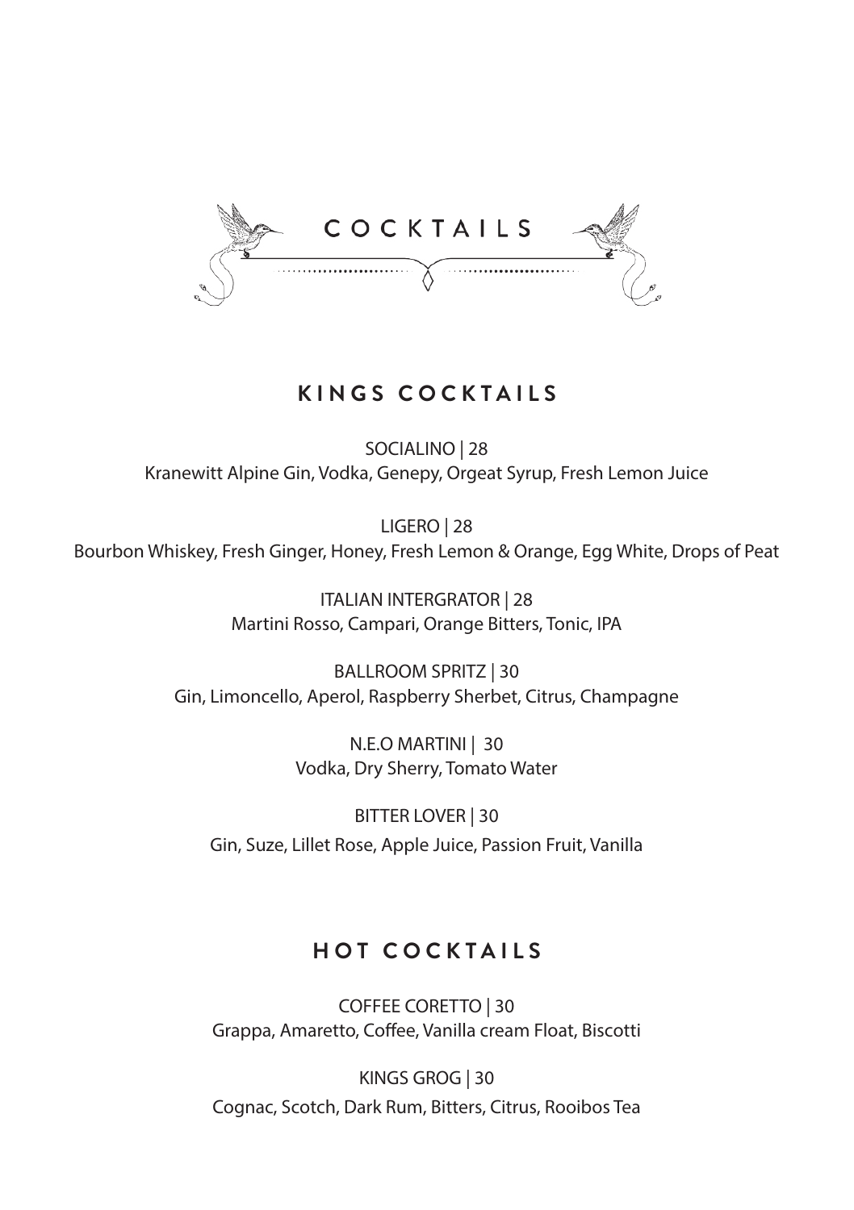# COCKTAILS

## KINGS COCKTAILS

SOCIALINO | 28
Kranewitt Alpine Gin, Vodka, Genepy, Orgeat Syrup, Fresh Lemon Juice

LIGERO | 28
Bourbon Whiskey, Fresh Ginger, Honey, Fresh Lemon & Orange, Egg White, Drops of Peat

ITALIAN INTERGRATOR | 28
Martini Rosso, Campari, Orange Bitters, Tonic, IPA

BALLROOM SPRITZ | 30
Gin, Limoncello, Aperol, Raspberry Sherbet, Citrus, Champagne

N.E.O MARTINI | 30
Vodka, Dry Sherry, Tomato Water

BITTER LOVER | 30
Gin, Suze, Lillet Rose, Apple Juice, Passion Fruit, Vanilla

## HOT COCKTAILS

COFFEE CORETTO | 30
Grappa, Amaretto, Coffee, Vanilla cream Float, Biscotti

KINGS GROG | 30
Cognac, Scotch, Dark Rum, Bitters, Citrus, Rooibos Tea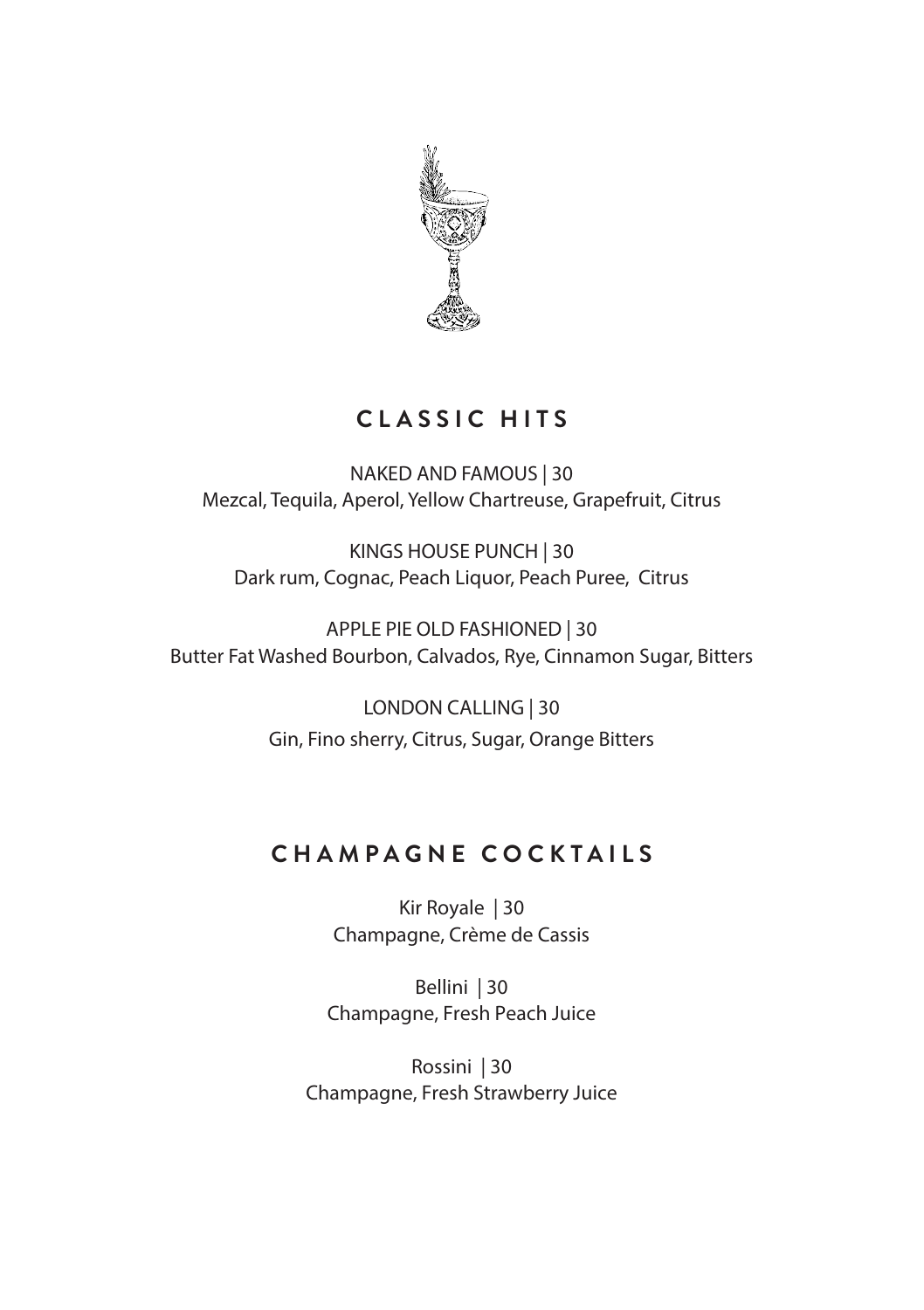## CLASSIC HITS

NAKED AND FAMOUS | 30
Mezcal, Tequila, Aperol, Yellow Chartreuse, Grapefruit, Citrus

KINGS HOUSE PUNCH | 30
Dark rum, Cognac, Peach Liquor, Peach Puree, Citrus

APPLE PIE OLD FASHIONED | 30
Butter Fat Washed Bourbon, Calvados, Rye, Cinnamon Sugar, Bitters

LONDON CALLING | 30
Gin, Fino sherry, Citrus, Sugar, Orange Bitters

## CHAMPAGNE COCKTAILS

Kir Royale | 30
Champagne, Crème de Cassis

Bellini | 30
Champagne, Fresh Peach Juice

Rossini | 30
Champagne, Fresh Strawberry Juice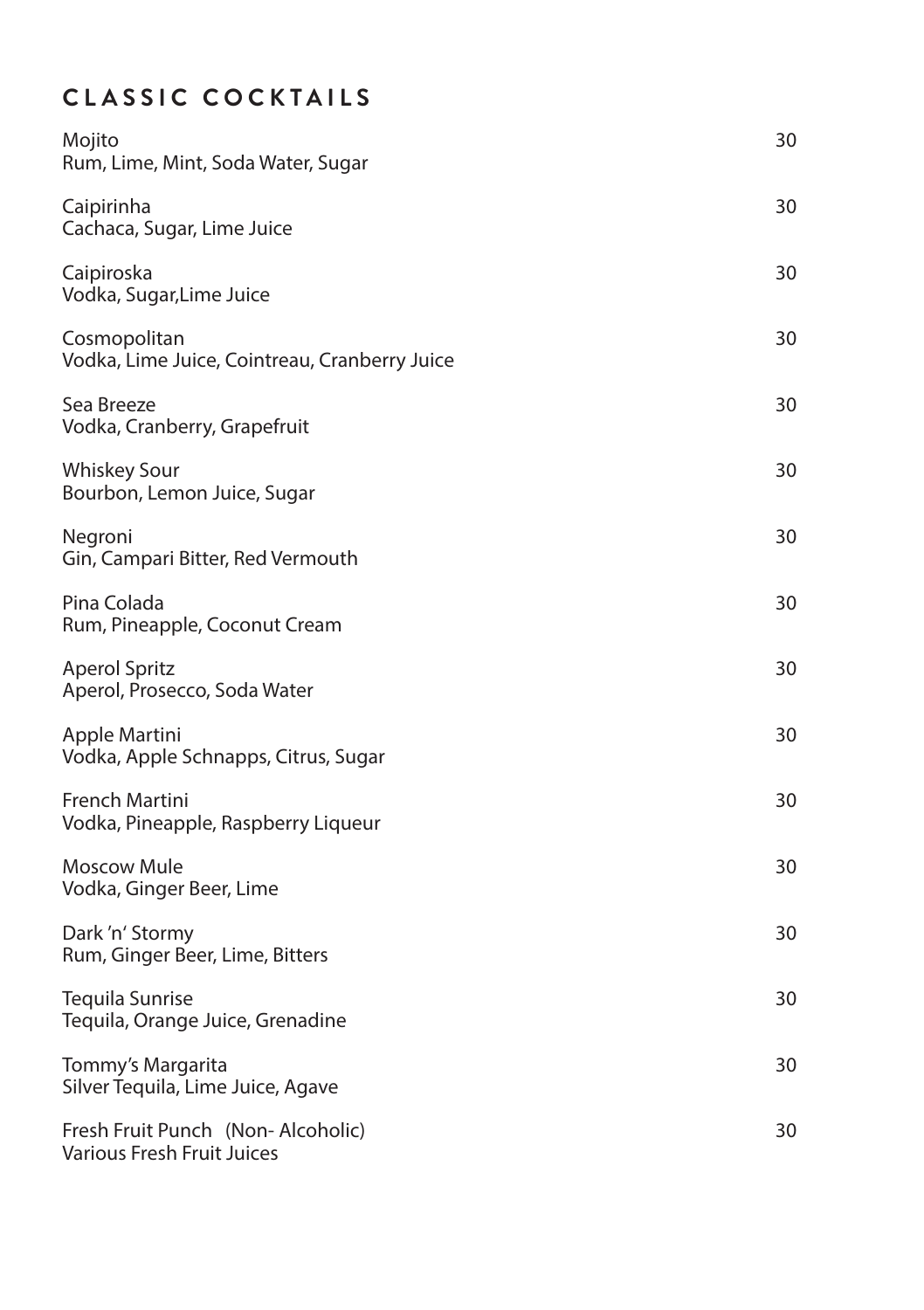## CLASSIC COCKTAILS

Mojito — 30
Rum, Lime, Mint, Soda Water, Sugar

Caipirinha — 30
Cachaca, Sugar, Lime Juice

Caipiroska — 30
Vodka, Sugar,Lime Juice

Cosmopolitan — 30
Vodka, Lime Juice, Cointreau, Cranberry Juice

Sea Breeze — 30
Vodka, Cranberry, Grapefruit

Whiskey Sour — 30
Bourbon, Lemon Juice, Sugar

Negroni — 30
Gin, Campari Bitter, Red Vermouth

Pina Colada — 30
Rum, Pineapple, Coconut Cream

Aperol Spritz — 30
Aperol, Prosecco, Soda Water

Apple Martini — 30
Vodka, Apple Schnapps, Citrus, Sugar

French Martini — 30
Vodka, Pineapple, Raspberry Liqueur

Moscow Mule — 30
Vodka, Ginger Beer, Lime

Dark 'n' Stormy — 30
Rum, Ginger Beer, Lime, Bitters

Tequila Sunrise — 30
Tequila, Orange Juice, Grenadine

Tommy's Margarita — 30
Silver Tequila, Lime Juice, Agave

Fresh Fruit Punch (Non- Alcoholic) — 30
Various Fresh Fruit Juices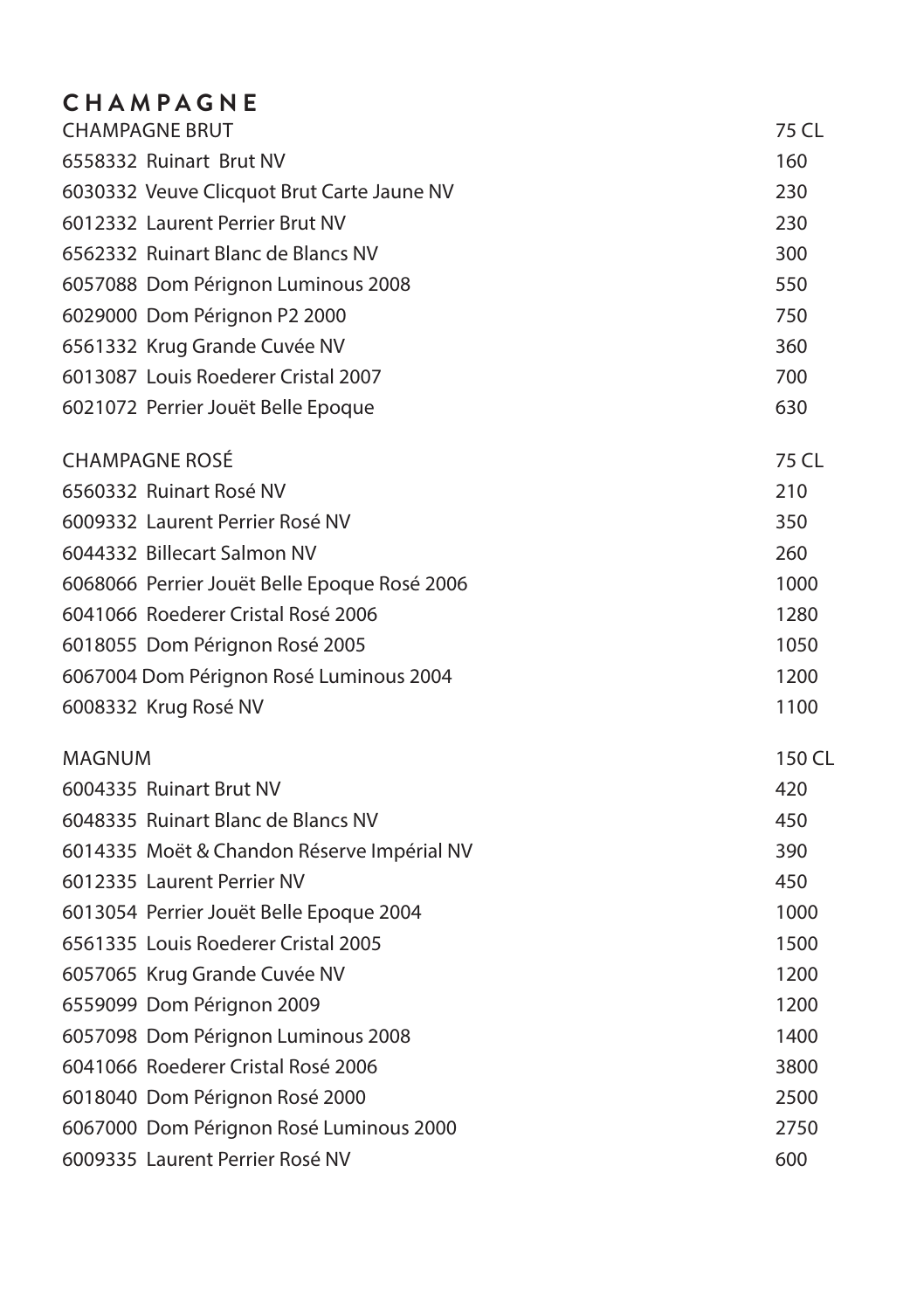# CHAMPAGNE

| CHAMPAGNE BRUT | 75 CL |
|---|---|
| 6558332 Ruinart Brut NV | 160 |
| 6030332 Veuve Clicquot Brut Carte Jaune NV | 230 |
| 6012332 Laurent Perrier Brut NV | 230 |
| 6562332 Ruinart Blanc de Blancs NV | 300 |
| 6057088 Dom Pérignon Luminous 2008 | 550 |
| 6029000 Dom Pérignon P2 2000 | 750 |
| 6561332 Krug Grande Cuvée NV | 360 |
| 6013087 Louis Roederer Cristal 2007 | 700 |
| 6021072 Perrier Jouët Belle Epoque | 630 |

| CHAMPAGNE ROSÉ | 75 CL |
|---|---|
| 6560332 Ruinart Rosé NV | 210 |
| 6009332 Laurent Perrier Rosé NV | 350 |
| 6044332 Billecart Salmon NV | 260 |
| 6068066 Perrier Jouët Belle Epoque Rosé 2006 | 1000 |
| 6041066 Roederer Cristal Rosé 2006 | 1280 |
| 6018055 Dom Pérignon Rosé 2005 | 1050 |
| 6067004 Dom Pérignon Rosé Luminous 2004 | 1200 |
| 6008332 Krug Rosé NV | 1100 |

| MAGNUM | 150 CL |
|---|---|
| 6004335 Ruinart Brut NV | 420 |
| 6048335 Ruinart Blanc de Blancs NV | 450 |
| 6014335 Moët & Chandon Réserve Impérial NV | 390 |
| 6012335 Laurent Perrier NV | 450 |
| 6013054 Perrier Jouët Belle Epoque 2004 | 1000 |
| 6561335 Louis Roederer Cristal 2005 | 1500 |
| 6057065 Krug Grande Cuvée NV | 1200 |
| 6559099 Dom Pérignon 2009 | 1200 |
| 6057098 Dom Pérignon Luminous 2008 | 1400 |
| 6041066 Roederer Cristal Rosé 2006 | 3800 |
| 6018040 Dom Pérignon Rosé 2000 | 2500 |
| 6067000 Dom Pérignon Rosé Luminous 2000 | 2750 |
| 6009335 Laurent Perrier Rosé NV | 600 |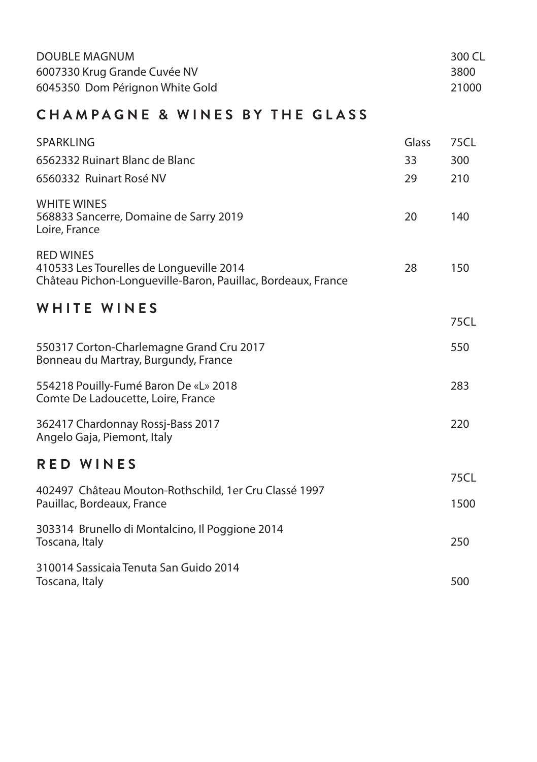| DOUBLE MAGNUM | 300 CL |
|---|---|
| 6007330 Krug Grande Cuvée NV | 3800 |
| 6045350 Dom Pérignon White Gold | 21000 |

## CHAMPAGNE & WINES BY THE GLASS

| SPARKLING | Glass | 75CL |
|---|---|---|
| 6562332 Ruinart Blanc de Blanc | 33 | 300 |
| 6560332 Ruinart Rosé NV | 29 | 210 |
| WHITE WINES | | |
| 568833 Sancerre, Domaine de Sarry 2019<br>Loire, France | 20 | 140 |
| RED WINES | | |
| 410533 Les Tourelles de Longueville 2014<br>Château Pichon-Longueville-Baron, Pauillac, Bordeaux, France | 28 | 150 |

## WHITE WINES

| | 75CL |
|---|---|
| 550317 Corton-Charlemagne Grand Cru 2017<br>Bonneau du Martray, Burgundy, France | 550 |
| 554218 Pouilly-Fumé Baron De «L» 2018<br>Comte De Ladoucette, Loire, France | 283 |
| 362417 Chardonnay Rossj-Bass 2017<br>Angelo Gaja, Piemont, Italy | 220 |

## RED WINES

| | 75CL |
|---|---|
| 402497 Château Mouton-Rothschild, 1er Cru Classé 1997<br>Pauillac, Bordeaux, France | 1500 |
| 303314 Brunello di Montalcino, Il Poggione 2014<br>Toscana, Italy | 250 |
| 310014 Sassicaia Tenuta San Guido 2014<br>Toscana, Italy | 500 |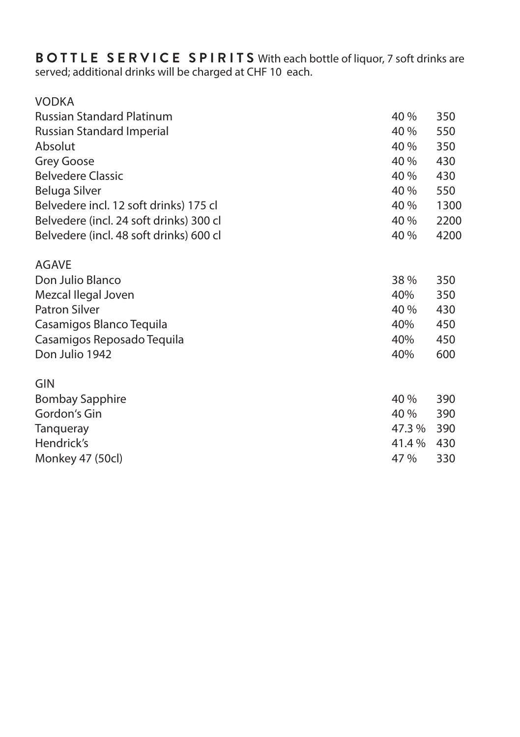## BOTTLE SERVICE SPIRITS

With each bottle of liquor, 7 soft drinks are served; additional drinks will be charged at CHF 10 each.

### VODKA

| | | |
|---|---|---|
| Russian Standard Platinum | 40 % | 350 |
| Russian Standard Imperial | 40 % | 550 |
| Absolut | 40 % | 350 |
| Grey Goose | 40 % | 430 |
| Belvedere Classic | 40 % | 430 |
| Beluga Silver | 40 % | 550 |
| Belvedere incl. 12 soft drinks) 175 cl | 40 % | 1300 |
| Belvedere (incl. 24 soft drinks) 300 cl | 40 % | 2200 |
| Belvedere (incl. 48 soft drinks) 600 cl | 40 % | 4200 |

### AGAVE

| | | |
|---|---|---|
| Don Julio Blanco | 38 % | 350 |
| Mezcal Ilegal Joven | 40% | 350 |
| Patron Silver | 40 % | 430 |
| Casamigos Blanco Tequila | 40% | 450 |
| Casamigos Reposado Tequila | 40% | 450 |
| Don Julio 1942 | 40% | 600 |

### GIN

| | | |
|---|---|---|
| Bombay Sapphire | 40 % | 390 |
| Gordon's Gin | 40 % | 390 |
| Tanqueray | 47.3 % | 390 |
| Hendrick's | 41.4 % | 430 |
| Monkey 47 (50cl) | 47 % | 330 |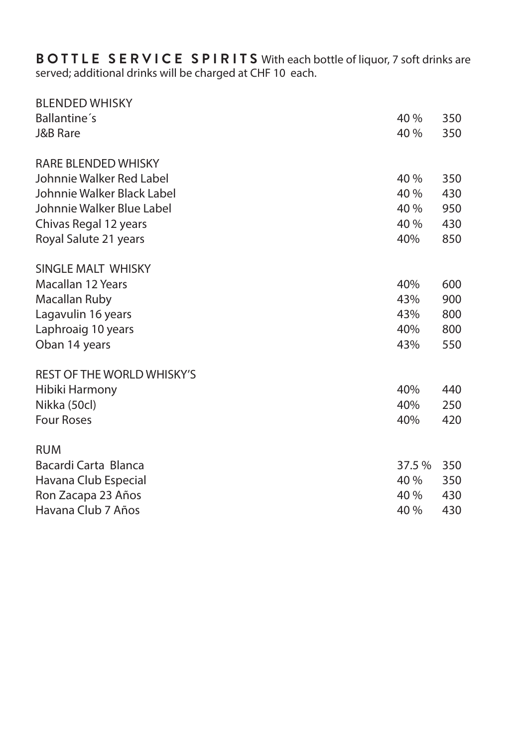## BOTTLE SERVICE SPIRITS

With each bottle of liquor, 7 soft drinks are served; additional drinks will be charged at CHF 10 each.

| BLENDED WHISKY | | |
|---|---|---|
| Ballantine´s | 40 % | 350 |
| J&B Rare | 40 % | 350 |
| | | |
| **RARE BLENDED WHISKY** | | |
| Johnnie Walker Red Label | 40 % | 350 |
| Johnnie Walker Black Label | 40 % | 430 |
| Johnnie Walker Blue Label | 40 % | 950 |
| Chivas Regal 12 years | 40 % | 430 |
| Royal Salute 21 years | 40% | 850 |
| | | |
| **SINGLE MALT WHISKY** | | |
| Macallan 12 Years | 40% | 600 |
| Macallan Ruby | 43% | 900 |
| Lagavulin 16 years | 43% | 800 |
| Laphroaig 10 years | 40% | 800 |
| Oban 14 years | 43% | 550 |
| | | |
| **REST OF THE WORLD WHISKY'S** | | |
| Hibiki Harmony | 40% | 440 |
| Nikka (50cl) | 40% | 250 |
| Four Roses | 40% | 420 |
| | | |
| **RUM** | | |
| Bacardi Carta Blanca | 37.5 % | 350 |
| Havana Club Especial | 40 % | 350 |
| Ron Zacapa 23 Años | 40 % | 430 |
| Havana Club 7 Años | 40 % | 430 |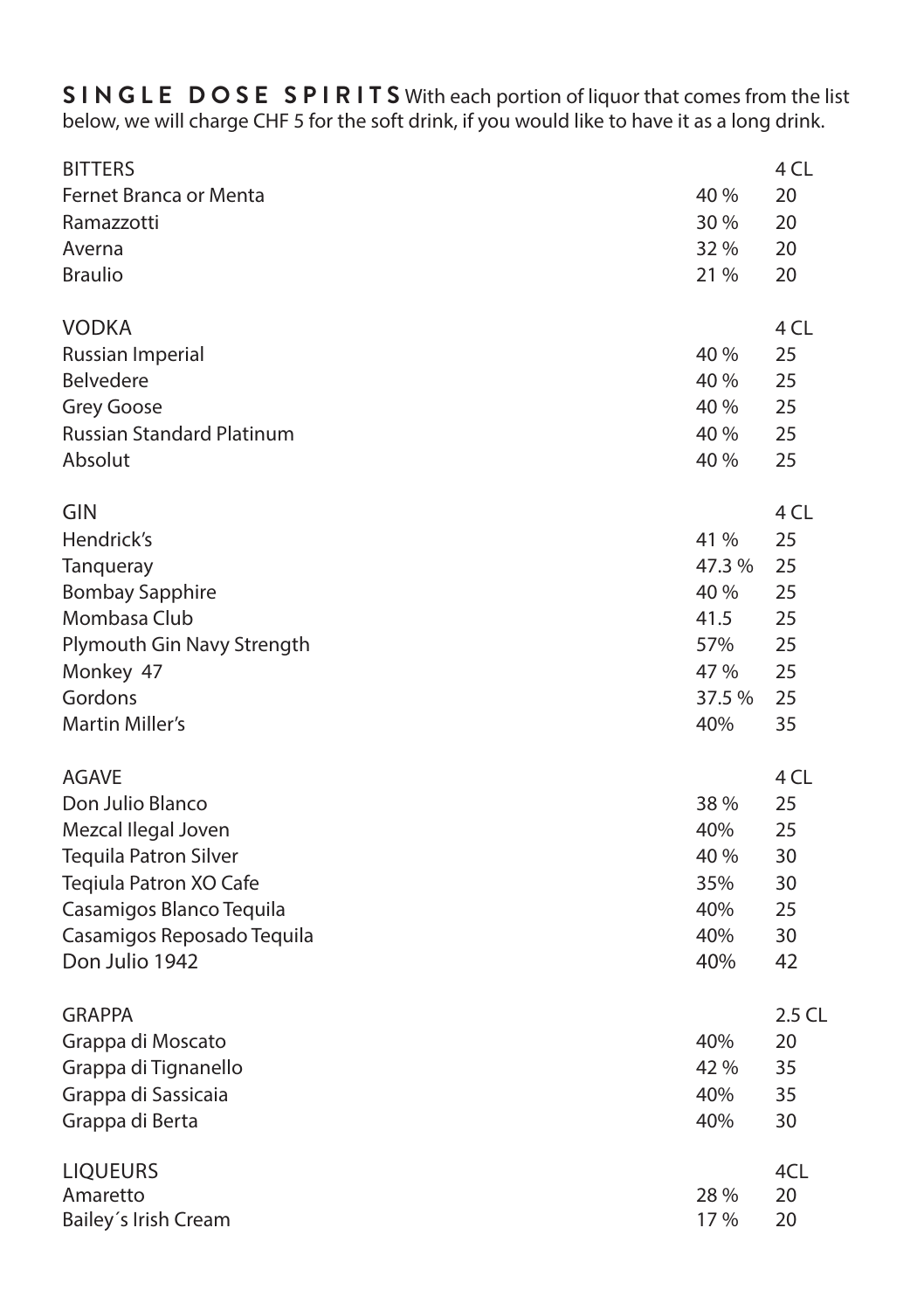## SINGLE DOSE SPIRITS

With each portion of liquor that comes from the list below, we will charge CHF 5 for the soft drink, if you would like to have it as a long drink.

| BITTERS | | 4 CL |
|---|---|---|
| Fernet Branca or Menta | 40 % | 20 |
| Ramazzotti | 30 % | 20 |
| Averna | 32 % | 20 |
| Braulio | 21 % | 20 |

| VODKA | | 4 CL |
|---|---|---|
| Russian Imperial | 40 % | 25 |
| Belvedere | 40 % | 25 |
| Grey Goose | 40 % | 25 |
| Russian Standard Platinum | 40 % | 25 |
| Absolut | 40 % | 25 |

| GIN | | 4 CL |
|---|---|---|
| Hendrick's | 41 % | 25 |
| Tanqueray | 47.3 % | 25 |
| Bombay Sapphire | 40 % | 25 |
| Mombasa Club | 41.5 | 25 |
| Plymouth Gin Navy Strength | 57% | 25 |
| Monkey 47 | 47 % | 25 |
| Gordons | 37.5 % | 25 |
| Martin Miller's | 40% | 35 |

| AGAVE | | 4 CL |
|---|---|---|
| Don Julio Blanco | 38 % | 25 |
| Mezcal Ilegal Joven | 40% | 25 |
| Tequila Patron Silver | 40 % | 30 |
| Teqiula Patron XO Cafe | 35% | 30 |
| Casamigos Blanco Tequila | 40% | 25 |
| Casamigos Reposado Tequila | 40% | 30 |
| Don Julio 1942 | 40% | 42 |

| GRAPPA | | 2.5 CL |
|---|---|---|
| Grappa di Moscato | 40% | 20 |
| Grappa di Tignanello | 42 % | 35 |
| Grappa di Sassicaia | 40% | 35 |
| Grappa di Berta | 40% | 30 |

| LIQUEURS | | 4CL |
|---|---|---|
| Amaretto | 28 % | 20 |
| Bailey´s Irish Cream | 17 % | 20 |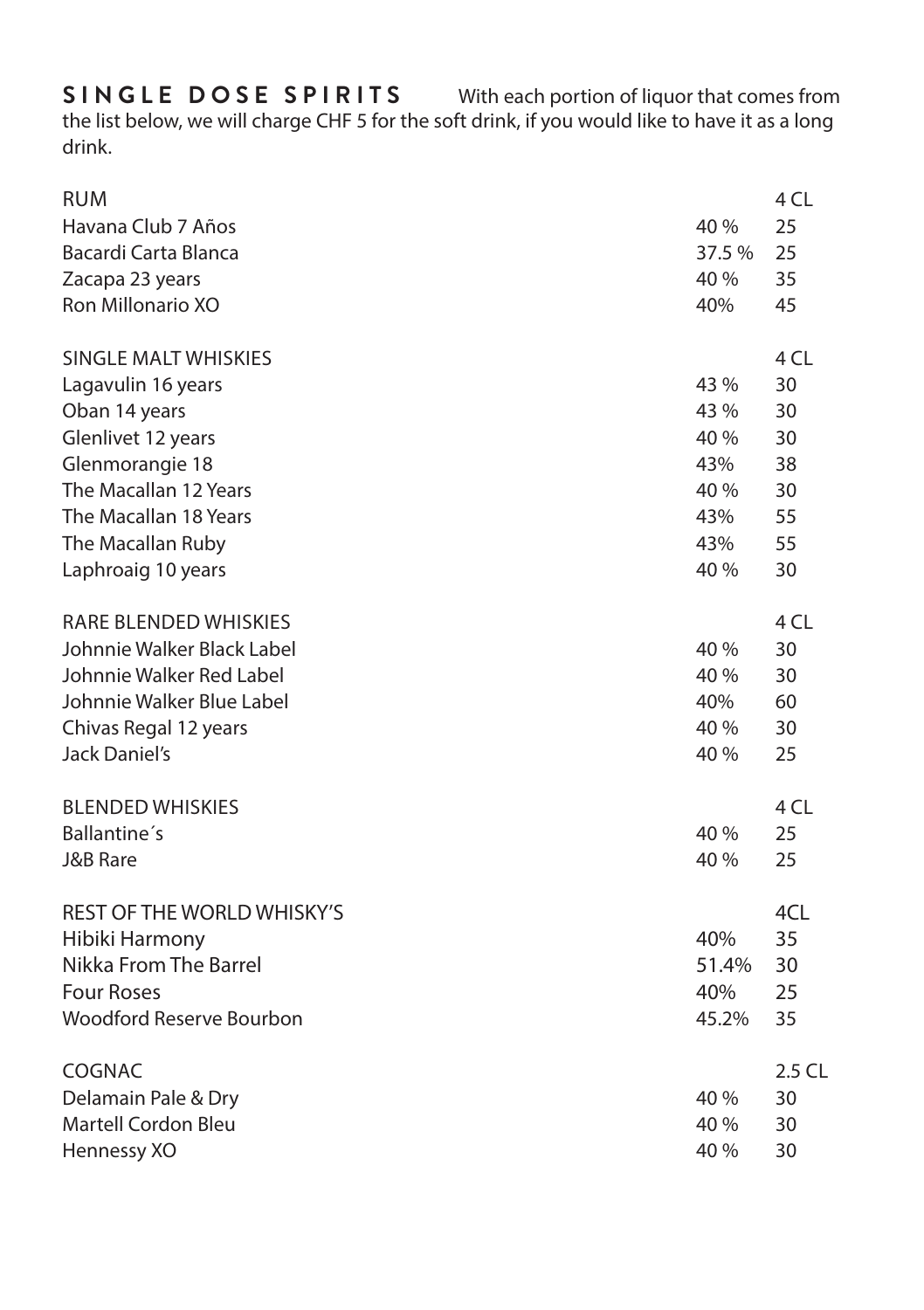**SINGLE DOSE SPIRITS** With each portion of liquor that comes from the list below, we will charge CHF 5 for the soft drink, if you would like to have it as a long drink.

| RUM | | 4 CL |
|---|---|---|
| Havana Club 7 Años | 40 % | 25 |
| Bacardi Carta Blanca | 37.5 % | 25 |
| Zacapa 23 years | 40 % | 35 |
| Ron Millonario XO | 40% | 45 |

| SINGLE MALT WHISKIES | | 4 CL |
|---|---|---|
| Lagavulin 16 years | 43 % | 30 |
| Oban 14 years | 43 % | 30 |
| Glenlivet 12 years | 40 % | 30 |
| Glenmorangie 18 | 43% | 38 |
| The Macallan 12 Years | 40 % | 30 |
| The Macallan 18 Years | 43% | 55 |
| The Macallan Ruby | 43% | 55 |
| Laphroaig 10 years | 40 % | 30 |

| RARE BLENDED WHISKIES | | 4 CL |
|---|---|---|
| Johnnie Walker Black Label | 40 % | 30 |
| Johnnie Walker Red Label | 40 % | 30 |
| Johnnie Walker Blue Label | 40% | 60 |
| Chivas Regal 12 years | 40 % | 30 |
| Jack Daniel's | 40 % | 25 |

| BLENDED WHISKIES | | 4 CL |
|---|---|---|
| Ballantine´s | 40 % | 25 |
| J&B Rare | 40 % | 25 |

| REST OF THE WORLD WHISKY'S | | 4CL |
|---|---|---|
| Hibiki Harmony | 40% | 35 |
| Nikka From The Barrel | 51.4% | 30 |
| Four Roses | 40% | 25 |
| Woodford Reserve Bourbon | 45.2% | 35 |

| COGNAC | | 2.5 CL |
|---|---|---|
| Delamain Pale & Dry | 40 % | 30 |
| Martell Cordon Bleu | 40 % | 30 |
| Hennessy XO | 40 % | 30 |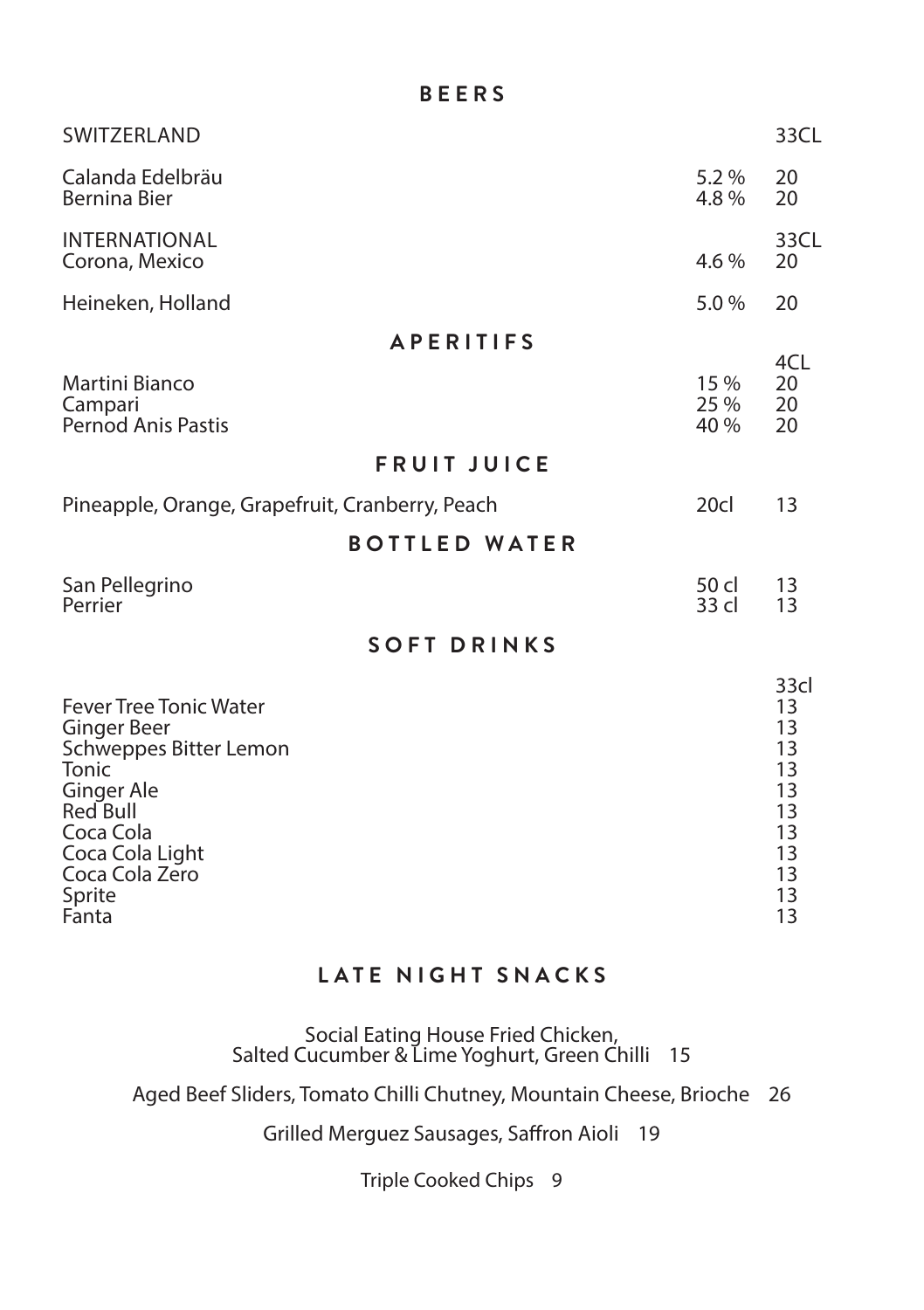## BEERS

| | | |
|---|---|---|
| SWITZERLAND | | 33CL |
| Calanda Edelbräu | 5.2 % | 20 |
| Bernina Bier | 4.8 % | 20 |
| INTERNATIONAL | | 33CL |
| Corona, Mexico | 4.6 % | 20 |
| Heineken, Holland | 5.0 % | 20 |

## APERITIFS

| | | |
|---|---|---|
| | | 4CL |
| Martini Bianco | 15 % | 20 |
| Campari | 25 % | 20 |
| Pernod Anis Pastis | 40 % | 20 |

## FRUIT JUICE

| | | |
|---|---|---|
| Pineapple, Orange, Grapefruit, Cranberry, Peach | 20cl | 13 |

## BOTTLED WATER

| | | |
|---|---|---|
| San Pellegrino | 50 cl | 13 |
| Perrier | 33 cl | 13 |

## SOFT DRINKS

| | |
|---|---|
| | 33cl |
| Fever Tree Tonic Water | 13 |
| Ginger Beer | 13 |
| Schweppes Bitter Lemon | 13 |
| Tonic | 13 |
| Ginger Ale | 13 |
| Red Bull | 13 |
| Coca Cola | 13 |
| Coca Cola Light | 13 |
| Coca Cola Zero | 13 |
| Sprite | 13 |
| Fanta | 13 |

## LATE NIGHT SNACKS

Social Eating House Fried Chicken, Salted Cucumber & Lime Yoghurt, Green Chilli 15

Aged Beef Sliders, Tomato Chilli Chutney, Mountain Cheese, Brioche 26

Grilled Merguez Sausages, Saffron Aioli 19

Triple Cooked Chips 9